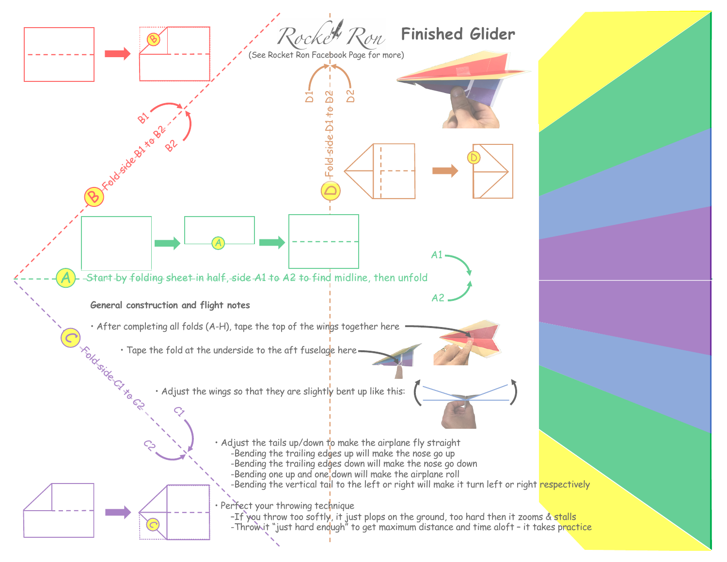Rocket Ron

(See Rocket Ron Facebook Page for more)

## Finished Glider

**A** Start by folding sheet in half, side A1 to A2 to find midline, then unfold

A1

A2

**B** Fold side B1 to B2

B1

B2

**C** Fold side C1 to C2

C1

C2

**D** Fold side D1 to D2

D1

D2

**General construction and flight notes**

- After completing all folds (A-H), tape the top of the wings together here
- Tape the fold at the underside to the aft fuselage here
- Adjust the wings so that they are slightly bent up like this:
- Adjust the tails up/down to make the airplane fly straight
  - -Bending the trailing edges up will make the nose go up
  - -Bending the trailing edges down will make the nose go down
  - -Bending one up and one down will make the airplane roll
  - -Bending the vertical tail to the left or right will make it turn left or right respectively
- Perfect your throwing technique
  - -If you throw too softly, it just plops on the ground, too hard then it zooms & stalls
  - -Throw it "just hard enough" to get maximum distance and time aloft – it takes practice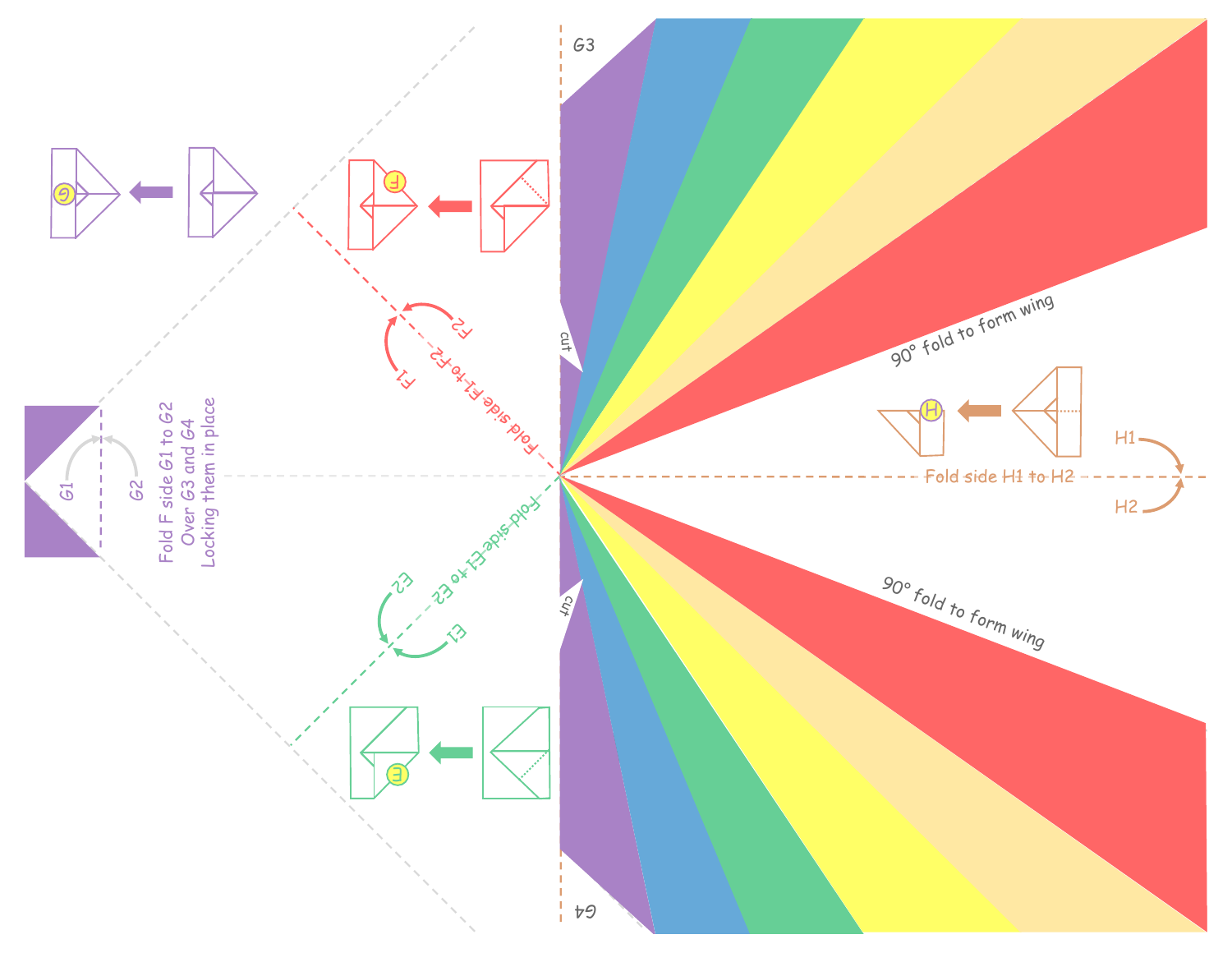G3

cut

90° fold to form wing

F2

F1

Fold side F1 to F2

F

G

Fold F side G1 to G2
Over G3 and G4
Locking them in place

G1

G2

H

H1

Fold side H1 to H2

H2

Fold side E1 to E2

E2

E1

E

cut

90° fold to form wing

G4